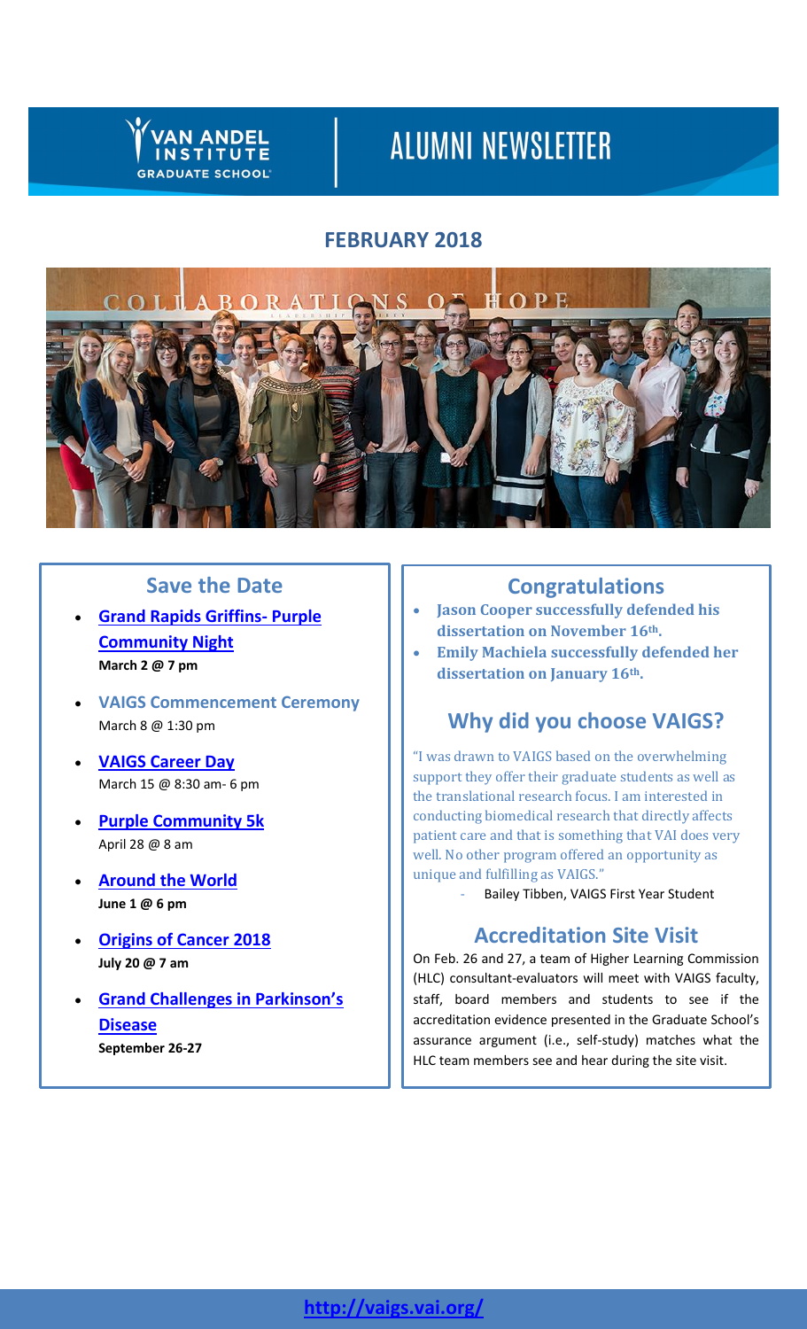# VAN ANDEL INSTITUTE GRADUATE SCHOOL

# ALUMNI NEWSLETTER

## FEBRUARY 2018

## Save the Date

- **Grand Rapids Griffins- Purple Community Night**
  **March 2 @ 7 pm**
- **VAIGS Commencement Ceremony**
  March 8 @ 1:30 pm
- **VAIGS Career Day**
  March 15 @ 8:30 am- 6 pm
- **Purple Community 5k**
  April 28 @ 8 am
- **Around the World**
  **June 1 @ 6 pm**
- **Origins of Cancer 2018**
  **July 20 @ 7 am**
- **Grand Challenges in Parkinson's Disease**
  **September 26-27**

## Congratulations

- **Jason Cooper successfully defended his dissertation on November 16th.**
- **Emily Machiela successfully defended her dissertation on January 16th.**

## Why did you choose VAIGS?

"I was drawn to VAIGS based on the overwhelming support they offer their graduate students as well as the translational research focus. I am interested in conducting biomedical research that directly affects patient care and that is something that VAI does very well. No other program offered an opportunity as unique and fulfilling as VAIGS."

- Bailey Tibben, VAIGS First Year Student

## Accreditation Site Visit

On Feb. 26 and 27, a team of Higher Learning Commission (HLC) consultant-evaluators will meet with VAIGS faculty, staff, board members and students to see if the accreditation evidence presented in the Graduate School's assurance argument (i.e., self-study) matches what the HLC team members see and hear during the site visit.

**http://vaigs.vai.org/**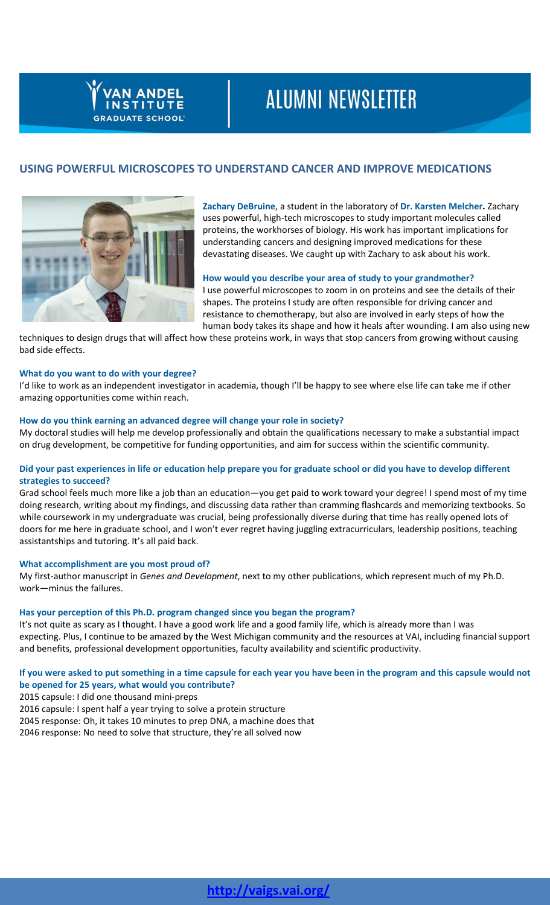VAN ANDEL INSTITUTE GRADUATE SCHOOL

# ALUMNI NEWSLETTER

## USING POWERFUL MICROSCOPES TO UNDERSTAND CANCER AND IMPROVE MEDICATIONS

**Zachary DeBruine**, a student in the laboratory of **Dr. Karsten Melcher.** Zachary uses powerful, high-tech microscopes to study important molecules called proteins, the workhorses of biology. His work has important implications for understanding cancers and designing improved medications for these devastating diseases. We caught up with Zachary to ask about his work.

### How would you describe your area of study to your grandmother?

I use powerful microscopes to zoom in on proteins and see the details of their shapes. The proteins I study are often responsible for driving cancer and resistance to chemotherapy, but also are involved in early steps of how the human body takes its shape and how it heals after wounding. I am also using new techniques to design drugs that will affect how these proteins work, in ways that stop cancers from growing without causing bad side effects.

### What do you want to do with your degree?

I'd like to work as an independent investigator in academia, though I'll be happy to see where else life can take me if other amazing opportunities come within reach.

### How do you think earning an advanced degree will change your role in society?

My doctoral studies will help me develop professionally and obtain the qualifications necessary to make a substantial impact on drug development, be competitive for funding opportunities, and aim for success within the scientific community.

### Did your past experiences in life or education help prepare you for graduate school or did you have to develop different strategies to succeed?

Grad school feels much more like a job than an education—you get paid to work toward your degree! I spend most of my time doing research, writing about my findings, and discussing data rather than cramming flashcards and memorizing textbooks. So while coursework in my undergraduate was crucial, being professionally diverse during that time has really opened lots of doors for me here in graduate school, and I won't ever regret having juggling extracurriculars, leadership positions, teaching assistantships and tutoring. It's all paid back.

### What accomplishment are you most proud of?

My first-author manuscript in *Genes and Development*, next to my other publications, which represent much of my Ph.D. work—minus the failures.

### Has your perception of this Ph.D. program changed since you began the program?

It's not quite as scary as I thought. I have a good work life and a good family life, which is already more than I was expecting. Plus, I continue to be amazed by the West Michigan community and the resources at VAI, including financial support and benefits, professional development opportunities, faculty availability and scientific productivity.

### If you were asked to put something in a time capsule for each year you have been in the program and this capsule would not be opened for 25 years, what would you contribute?

2015 capsule: I did one thousand mini-preps
2016 capsule: I spent half a year trying to solve a protein structure
2045 response: Oh, it takes 10 minutes to prep DNA, a machine does that
2046 response: No need to solve that structure, they're all solved now

**http://vaigs.vai.org/**